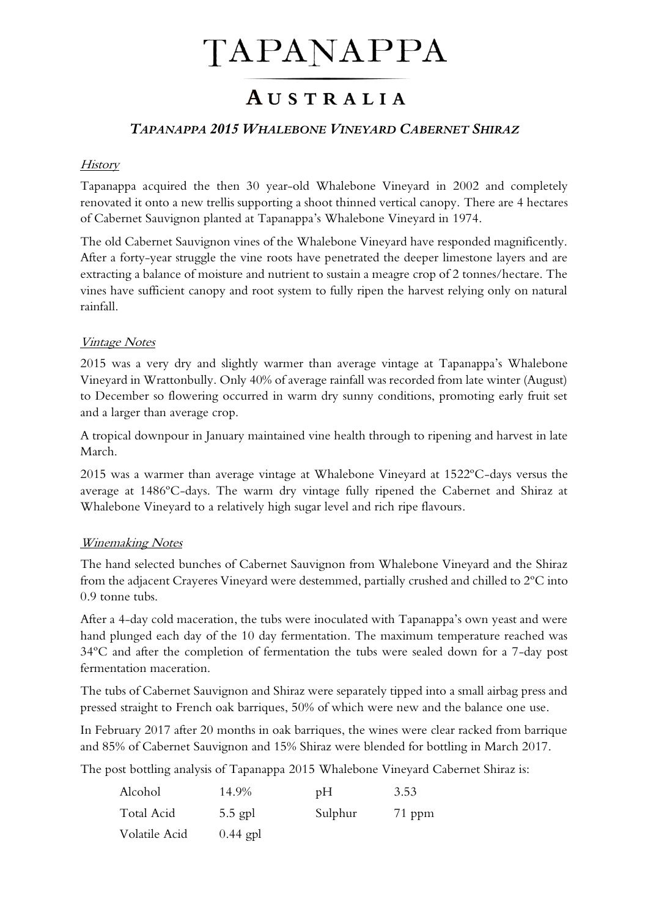# TAPANAPPA

## AUSTRALIA

### *TAPANAPPA 2015 WHALEBONE VINEYARD CABERNET SHIRAZ*

*History*

Tapanappa acquired the then 30 year-old Whalebone Vineyard in 2002 and completely renovated it onto a new trellis supporting a shoot thinned vertical canopy. There are 4 hectares of Cabernet Sauvignon planted at Tapanappa's Whalebone Vineyard in 1974.

The old Cabernet Sauvignon vines of the Whalebone Vineyard have responded magnificently. After a forty-year struggle the vine roots have penetrated the deeper limestone layers and are extracting a balance of moisture and nutrient to sustain a meagre crop of 2 tonnes/hectare. The vines have sufficient canopy and root system to fully ripen the harvest relying only on natural rainfall.

*Vintage Notes*

2015 was a very dry and slightly warmer than average vintage at Tapanappa's Whalebone Vineyard in Wrattonbully. Only 40% of average rainfall was recorded from late winter (August) to December so flowering occurred in warm dry sunny conditions, promoting early fruit set and a larger than average crop.

A tropical downpour in January maintained vine health through to ripening and harvest in late March.

2015 was a warmer than average vintage at Whalebone Vineyard at 1522ºC-days versus the average at 1486ºC-days. The warm dry vintage fully ripened the Cabernet and Shiraz at Whalebone Vineyard to a relatively high sugar level and rich ripe flavours.

*Winemaking Notes*

The hand selected bunches of Cabernet Sauvignon from Whalebone Vineyard and the Shiraz from the adjacent Crayeres Vineyard were destemmed, partially crushed and chilled to 2ºC into 0.9 tonne tubs.

After a 4-day cold maceration, the tubs were inoculated with Tapanappa's own yeast and were hand plunged each day of the 10 day fermentation. The maximum temperature reached was 34ºC and after the completion of fermentation the tubs were sealed down for a 7-day post fermentation maceration.

The tubs of Cabernet Sauvignon and Shiraz were separately tipped into a small airbag press and pressed straight to French oak barriques, 50% of which were new and the balance one use.

In February 2017 after 20 months in oak barriques, the wines were clear racked from barrique and 85% of Cabernet Sauvignon and 15% Shiraz were blended for bottling in March 2017.

The post bottling analysis of Tapanappa 2015 Whalebone Vineyard Cabernet Shiraz is:

| | | | |
|---|---|---|---|
| Alcohol | 14.9% | pH | 3.53 |
| Total Acid | 5.5 gpl | Sulphur | 71 ppm |
| Volatile Acid | 0.44 gpl | | |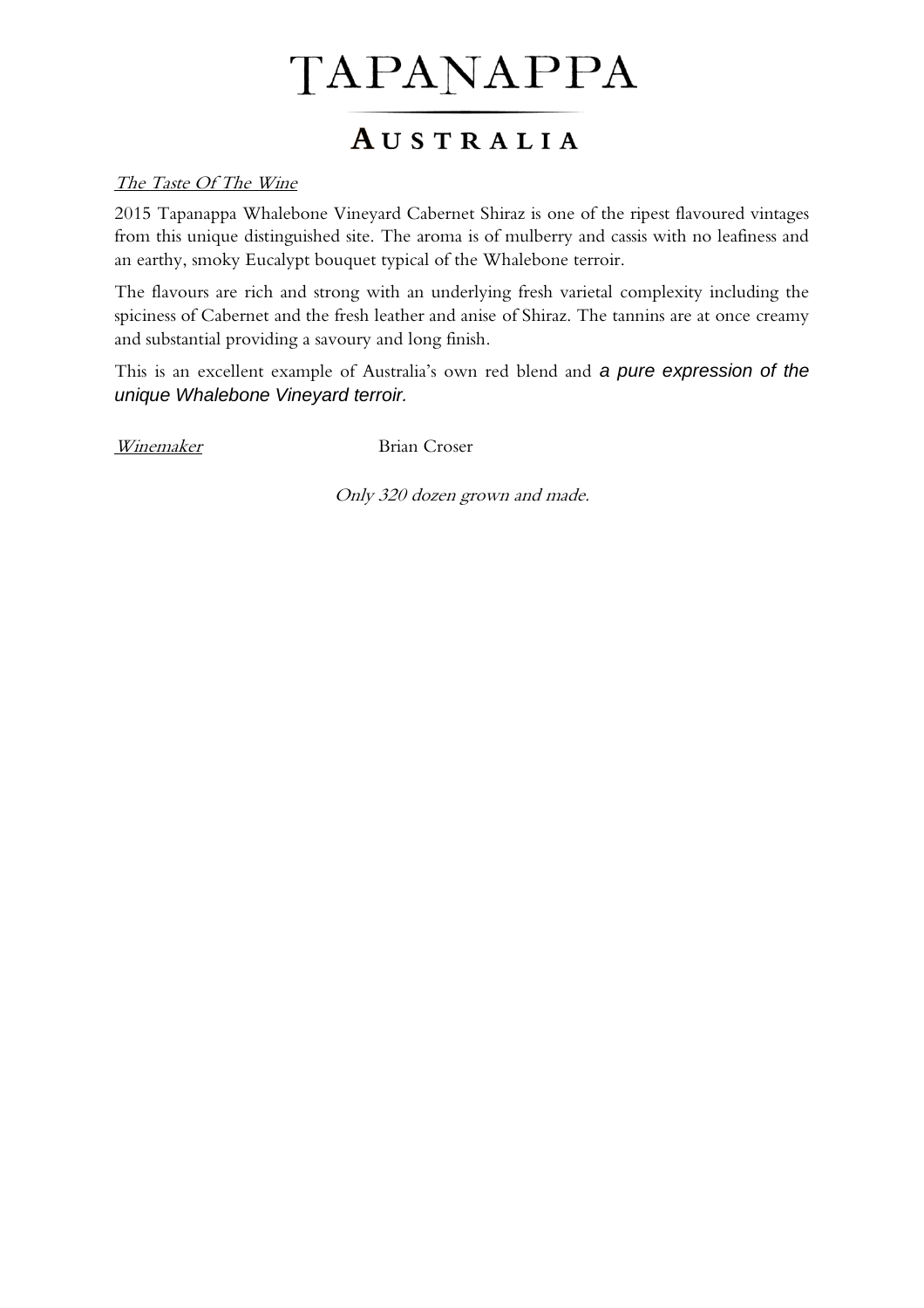# TAPANAPPA

## AUSTRALIA

*The Taste Of The Wine*

2015 Tapanappa Whalebone Vineyard Cabernet Shiraz is one of the ripest flavoured vintages from this unique distinguished site. The aroma is of mulberry and cassis with no leafiness and an earthy, smoky Eucalypt bouquet typical of the Whalebone terroir.

The flavours are rich and strong with an underlying fresh varietal complexity including the spiciness of Cabernet and the fresh leather and anise of Shiraz. The tannins are at once creamy and substantial providing a savoury and long finish.

This is an excellent example of Australia's own red blend and *a pure expression of the unique Whalebone Vineyard terroir.*

*Winemaker* Brian Croser

*Only 320 dozen grown and made.*